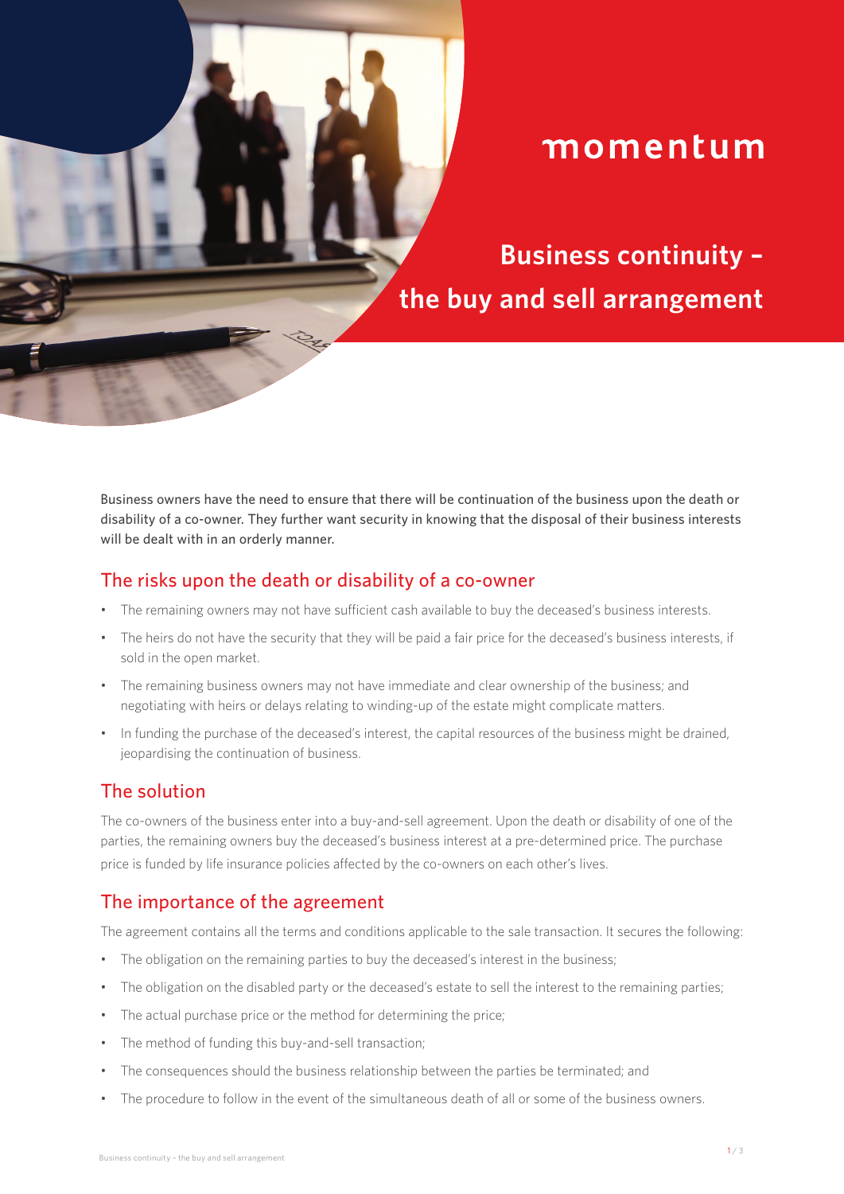momentum

# Business continuity – the buy and sell arrangement

Business owners have the need to ensure that there will be continuation of the business upon the death or disability of a co-owner. They further want security in knowing that the disposal of their business interests will be dealt with in an orderly manner.

## The risks upon the death or disability of a co-owner

- The remaining owners may not have sufficient cash available to buy the deceased's business interests.
- The heirs do not have the security that they will be paid a fair price for the deceased's business interests, if sold in the open market.
- The remaining business owners may not have immediate and clear ownership of the business; and negotiating with heirs or delays relating to winding-up of the estate might complicate matters.
- In funding the purchase of the deceased's interest, the capital resources of the business might be drained, jeopardising the continuation of business.

## The solution

The co-owners of the business enter into a buy-and-sell agreement. Upon the death or disability of one of the parties, the remaining owners buy the deceased's business interest at a pre-determined price. The purchase price is funded by life insurance policies affected by the co-owners on each other's lives.

## The importance of the agreement

The agreement contains all the terms and conditions applicable to the sale transaction. It secures the following:

- The obligation on the remaining parties to buy the deceased's interest in the business;
- The obligation on the disabled party or the deceased's estate to sell the interest to the remaining parties;
- The actual purchase price or the method for determining the price;
- The method of funding this buy-and-sell transaction;
- The consequences should the business relationship between the parties be terminated; and
- The procedure to follow in the event of the simultaneous death of all or some of the business owners.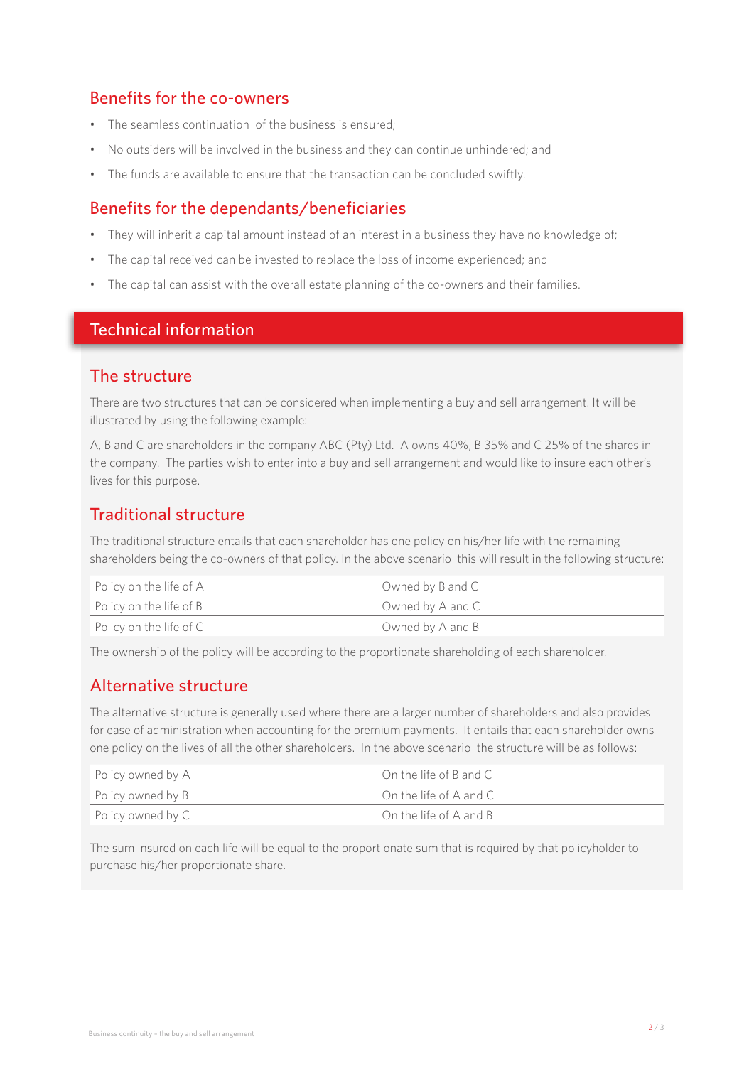## Benefits for the co-owners

- The seamless continuation of the business is ensured;
- No outsiders will be involved in the business and they can continue unhindered; and
- The funds are available to ensure that the transaction can be concluded swiftly.

## Benefits for the dependants/beneficiaries

- They will inherit a capital amount instead of an interest in a business they have no knowledge of;
- The capital received can be invested to replace the loss of income experienced; and
- The capital can assist with the overall estate planning of the co-owners and their families.

# Technical information

## The structure

There are two structures that can be considered when implementing a buy and sell arrangement. It will be illustrated by using the following example:

A, B and C are shareholders in the company ABC (Pty) Ltd. A owns 40%, B 35% and C 25% of the shares in the company. The parties wish to enter into a buy and sell arrangement and would like to insure each other's lives for this purpose.

## Traditional structure

The traditional structure entails that each shareholder has one policy on his/her life with the remaining shareholders being the co-owners of that policy. In the above scenario this will result in the following structure:

| | |
|---|---|
| Policy on the life of A | Owned by B and C |
| Policy on the life of B | Owned by A and C |
| Policy on the life of C | Owned by A and B |

The ownership of the policy will be according to the proportionate shareholding of each shareholder.

## Alternative structure

The alternative structure is generally used where there are a larger number of shareholders and also provides for ease of administration when accounting for the premium payments. It entails that each shareholder owns one policy on the lives of all the other shareholders. In the above scenario the structure will be as follows:

| | |
|---|---|
| Policy owned by A | On the life of B and C |
| Policy owned by B | On the life of A and C |
| Policy owned by C | On the life of A and B |

The sum insured on each life will be equal to the proportionate sum that is required by that policyholder to purchase his/her proportionate share.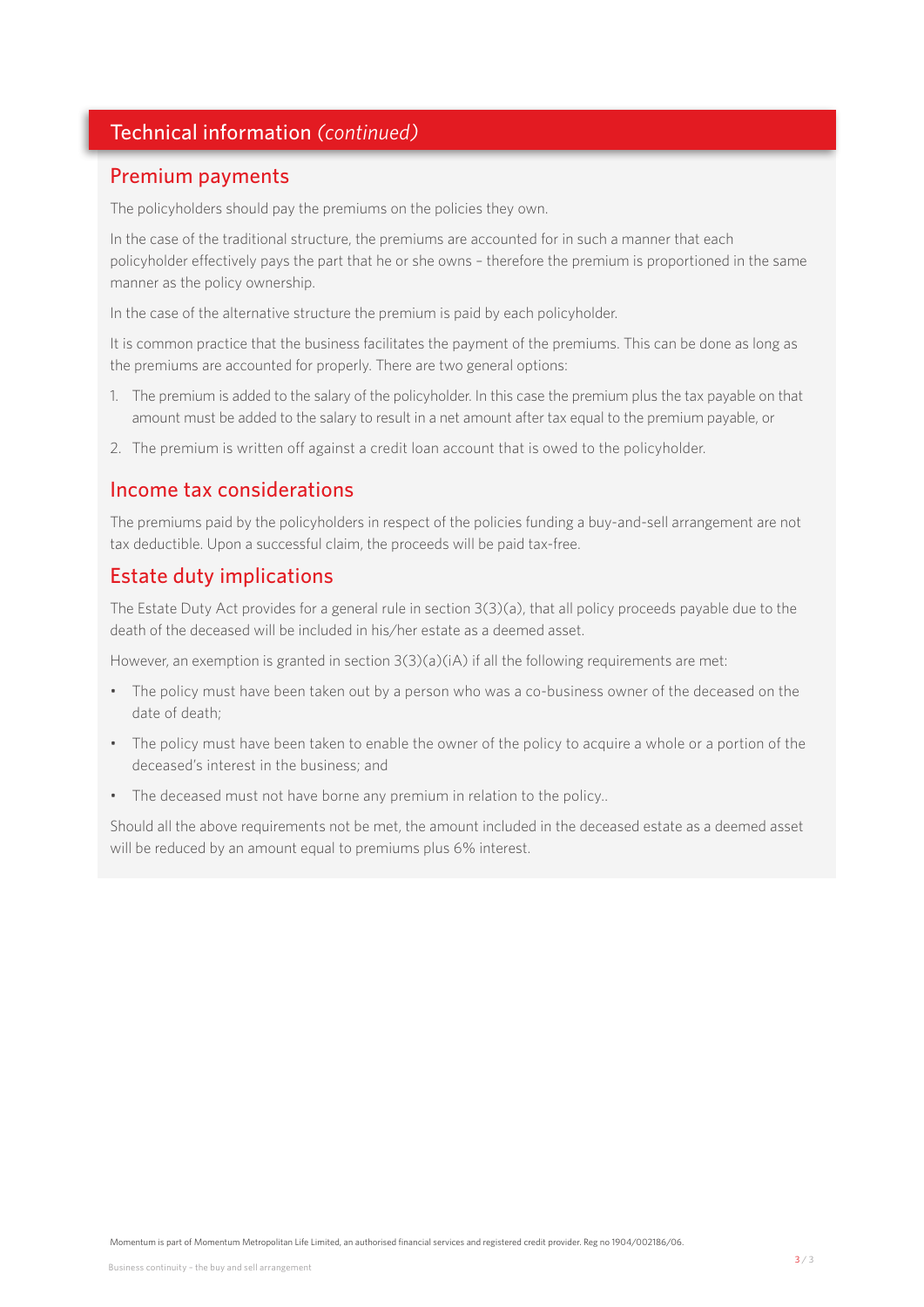## Technical information *(continued)*

### Premium payments

The policyholders should pay the premiums on the policies they own.

In the case of the traditional structure, the premiums are accounted for in such a manner that each policyholder effectively pays the part that he or she owns – therefore the premium is proportioned in the same manner as the policy ownership.

In the case of the alternative structure the premium is paid by each policyholder.

It is common practice that the business facilitates the payment of the premiums. This can be done as long as the premiums are accounted for properly. There are two general options:

1. The premium is added to the salary of the policyholder. In this case the premium plus the tax payable on that amount must be added to the salary to result in a net amount after tax equal to the premium payable, or
2. The premium is written off against a credit loan account that is owed to the policyholder.

### Income tax considerations

The premiums paid by the policyholders in respect of the policies funding a buy-and-sell arrangement are not tax deductible. Upon a successful claim, the proceeds will be paid tax-free.

### Estate duty implications

The Estate Duty Act provides for a general rule in section 3(3)(a), that all policy proceeds payable due to the death of the deceased will be included in his/her estate as a deemed asset.

However, an exemption is granted in section 3(3)(a)(iA) if all the following requirements are met:

- The policy must have been taken out by a person who was a co-business owner of the deceased on the date of death;
- The policy must have been taken to enable the owner of the policy to acquire a whole or a portion of the deceased's interest in the business; and
- The deceased must not have borne any premium in relation to the policy..

Should all the above requirements not be met, the amount included in the deceased estate as a deemed asset will be reduced by an amount equal to premiums plus 6% interest.

Momentum is part of Momentum Metropolitan Life Limited, an authorised financial services and registered credit provider. Reg no 1904/002186/06.